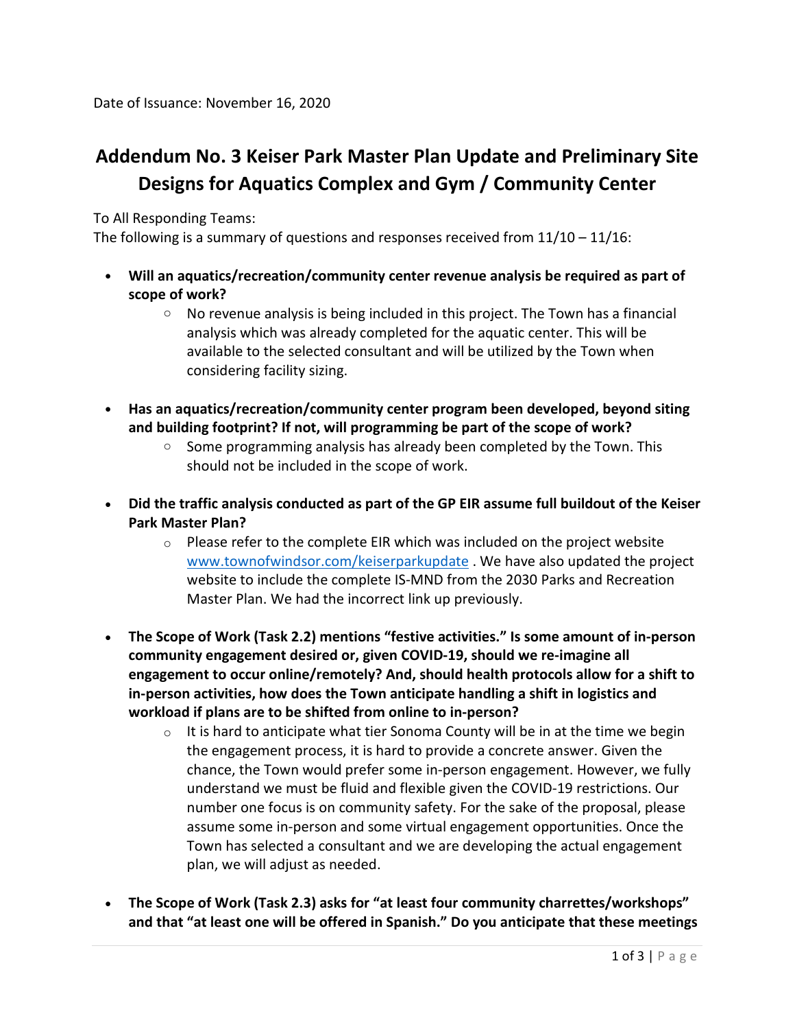Date of Issuance: November 16, 2020

# Addendum No. 3 Keiser Park Master Plan Update and Preliminary Site Designs for Aquatics Complex and Gym / Community Center

To All Responding Teams:
The following is a summary of questions and responses received from 11/10 – 11/16:

- **Will an aquatics/recreation/community center revenue analysis be required as part of scope of work?**
  - No revenue analysis is being included in this project. The Town has a financial analysis which was already completed for the aquatic center. This will be available to the selected consultant and will be utilized by the Town when considering facility sizing.

- **Has an aquatics/recreation/community center program been developed, beyond siting and building footprint? If not, will programming be part of the scope of work?**
  - Some programming analysis has already been completed by the Town. This should not be included in the scope of work.

- **Did the traffic analysis conducted as part of the GP EIR assume full buildout of the Keiser Park Master Plan?**
  - Please refer to the complete EIR which was included on the project website [www.townofwindsor.com/keiserparkupdate](www.townofwindsor.com/keiserparkupdate) . We have also updated the project website to include the complete IS-MND from the 2030 Parks and Recreation Master Plan. We had the incorrect link up previously.

- **The Scope of Work (Task 2.2) mentions "festive activities." Is some amount of in-person community engagement desired or, given COVID-19, should we re-imagine all engagement to occur online/remotely? And, should health protocols allow for a shift to in-person activities, how does the Town anticipate handling a shift in logistics and workload if plans are to be shifted from online to in-person?**
  - It is hard to anticipate what tier Sonoma County will be in at the time we begin the engagement process, it is hard to provide a concrete answer. Given the chance, the Town would prefer some in-person engagement. However, we fully understand we must be fluid and flexible given the COVID-19 restrictions. Our number one focus is on community safety. For the sake of the proposal, please assume some in-person and some virtual engagement opportunities. Once the Town has selected a consultant and we are developing the actual engagement plan, we will adjust as needed.

- **The Scope of Work (Task 2.3) asks for "at least four community charrettes/workshops" and that "at least one will be offered in Spanish." Do you anticipate that these meetings**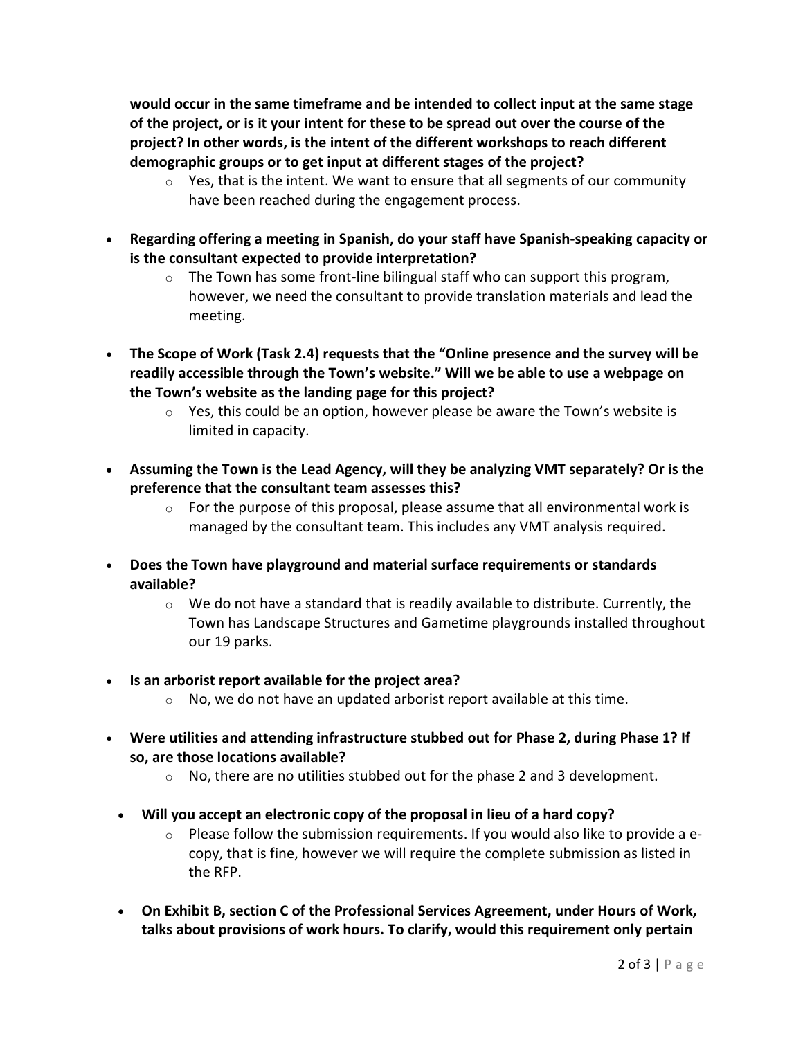**would occur in the same timeframe and be intended to collect input at the same stage of the project, or is it your intent for these to be spread out over the course of the project? In other words, is the intent of the different workshops to reach different demographic groups or to get input at different stages of the project?**

  - Yes, that is the intent. We want to ensure that all segments of our community have been reached during the engagement process.

- **Regarding offering a meeting in Spanish, do your staff have Spanish-speaking capacity or is the consultant expected to provide interpretation?**
  - The Town has some front-line bilingual staff who can support this program, however, we need the consultant to provide translation materials and lead the meeting.

- **The Scope of Work (Task 2.4) requests that the "Online presence and the survey will be readily accessible through the Town's website." Will we be able to use a webpage on the Town's website as the landing page for this project?**
  - Yes, this could be an option, however please be aware the Town's website is limited in capacity.

- **Assuming the Town is the Lead Agency, will they be analyzing VMT separately? Or is the preference that the consultant team assesses this?**
  - For the purpose of this proposal, please assume that all environmental work is managed by the consultant team. This includes any VMT analysis required.

- **Does the Town have playground and material surface requirements or standards available?**
  - We do not have a standard that is readily available to distribute. Currently, the Town has Landscape Structures and Gametime playgrounds installed throughout our 19 parks.

- **Is an arborist report available for the project area?**
  - No, we do not have an updated arborist report available at this time.

- **Were utilities and attending infrastructure stubbed out for Phase 2, during Phase 1? If so, are those locations available?**
  - No, there are no utilities stubbed out for the phase 2 and 3 development.

- **Will you accept an electronic copy of the proposal in lieu of a hard copy?**
  - Please follow the submission requirements. If you would also like to provide a e-copy, that is fine, however we will require the complete submission as listed in the RFP.

- **On Exhibit B, section C of the Professional Services Agreement, under Hours of Work, talks about provisions of work hours. To clarify, would this requirement only pertain**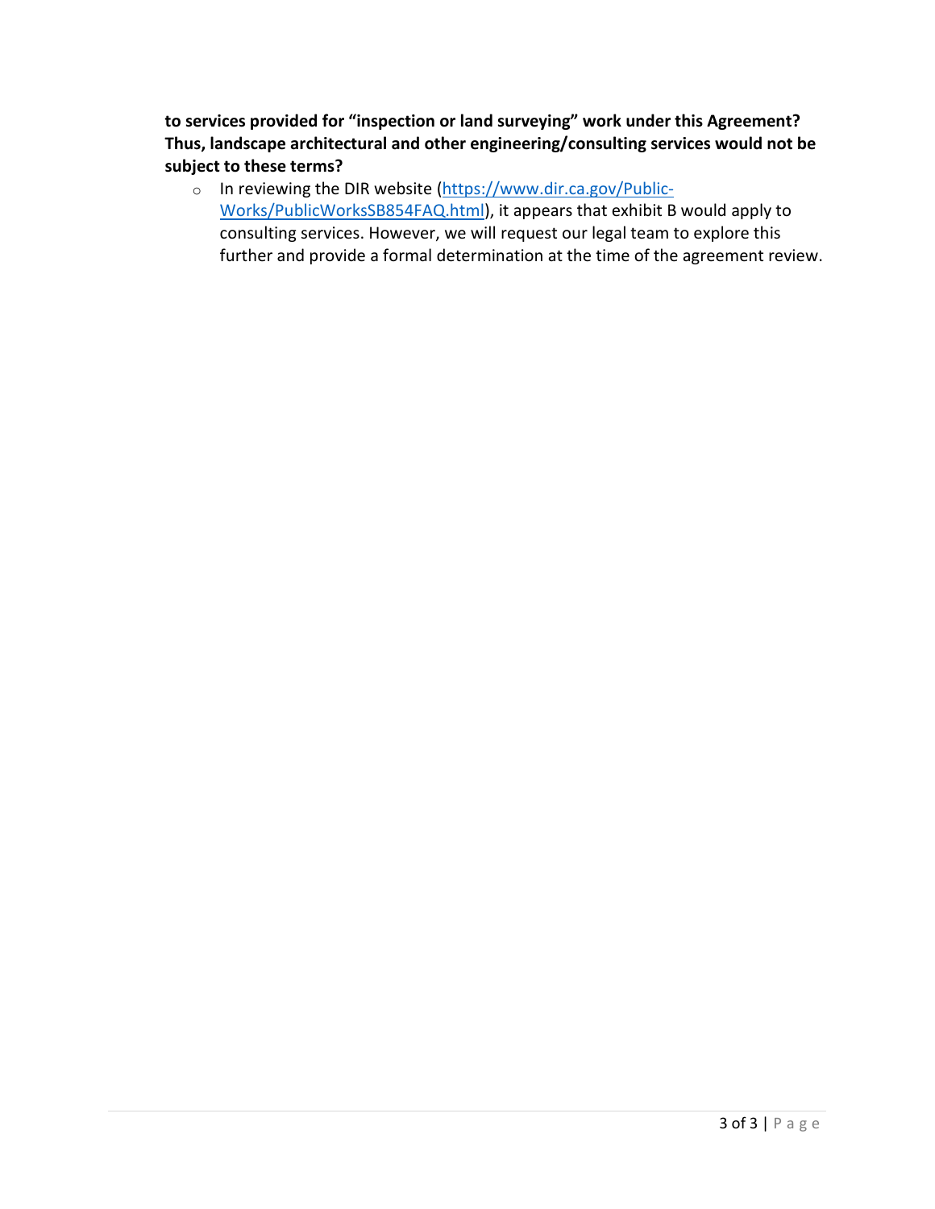**to services provided for "inspection or land surveying" work under this Agreement? Thus, landscape architectural and other engineering/consulting services would not be subject to these terms?**

- In reviewing the DIR website ([https://www.dir.ca.gov/Public-Works/PublicWorksSB854FAQ.html](https://www.dir.ca.gov/Public-Works/PublicWorksSB854FAQ.html)), it appears that exhibit B would apply to consulting services. However, we will request our legal team to explore this further and provide a formal determination at the time of the agreement review.